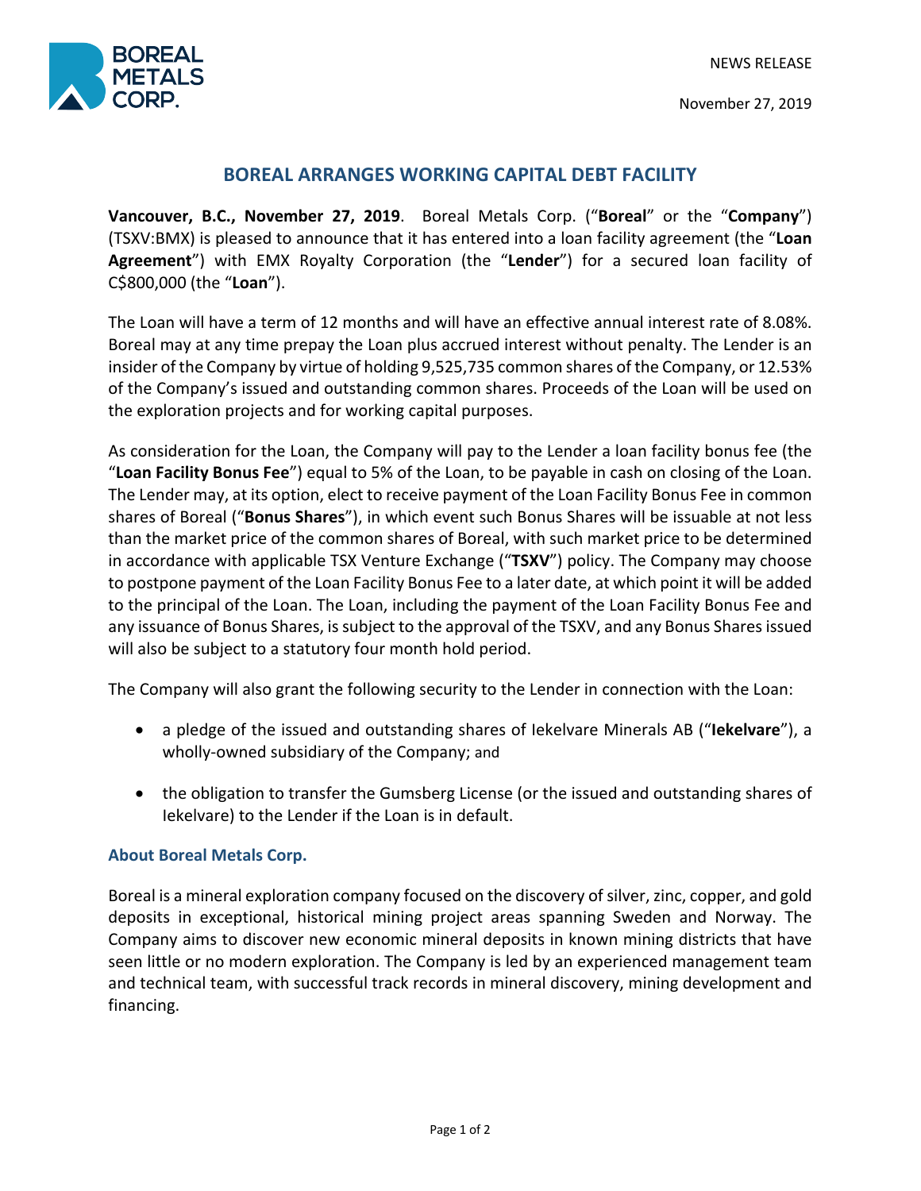NEWS RELEASE

November 27, 2019

# BOREAL ARRANGES WORKING CAPITAL DEBT FACILITY

**Vancouver, B.C., November 27, 2019**. Boreal Metals Corp. ("**Boreal**" or the "**Company**") (TSXV:BMX) is pleased to announce that it has entered into a loan facility agreement (the "**Loan Agreement**") with EMX Royalty Corporation (the "**Lender**") for a secured loan facility of C$800,000 (the "**Loan**").

The Loan will have a term of 12 months and will have an effective annual interest rate of 8.08%. Boreal may at any time prepay the Loan plus accrued interest without penalty. The Lender is an insider of the Company by virtue of holding 9,525,735 common shares of the Company, or 12.53% of the Company's issued and outstanding common shares. Proceeds of the Loan will be used on the exploration projects and for working capital purposes.

As consideration for the Loan, the Company will pay to the Lender a loan facility bonus fee (the "**Loan Facility Bonus Fee**") equal to 5% of the Loan, to be payable in cash on closing of the Loan. The Lender may, at its option, elect to receive payment of the Loan Facility Bonus Fee in common shares of Boreal ("**Bonus Shares**"), in which event such Bonus Shares will be issuable at not less than the market price of the common shares of Boreal, with such market price to be determined in accordance with applicable TSX Venture Exchange ("**TSXV**") policy. The Company may choose to postpone payment of the Loan Facility Bonus Fee to a later date, at which point it will be added to the principal of the Loan. The Loan, including the payment of the Loan Facility Bonus Fee and any issuance of Bonus Shares, is subject to the approval of the TSXV, and any Bonus Shares issued will also be subject to a statutory four month hold period.

The Company will also grant the following security to the Lender in connection with the Loan:

- a pledge of the issued and outstanding shares of Iekelvare Minerals AB ("**Iekelvare**"), a wholly-owned subsidiary of the Company; and
- the obligation to transfer the Gumsberg License (or the issued and outstanding shares of Iekelvare) to the Lender if the Loan is in default.

## About Boreal Metals Corp.

Boreal is a mineral exploration company focused on the discovery of silver, zinc, copper, and gold deposits in exceptional, historical mining project areas spanning Sweden and Norway. The Company aims to discover new economic mineral deposits in known mining districts that have seen little or no modern exploration. The Company is led by an experienced management team and technical team, with successful track records in mineral discovery, mining development and financing.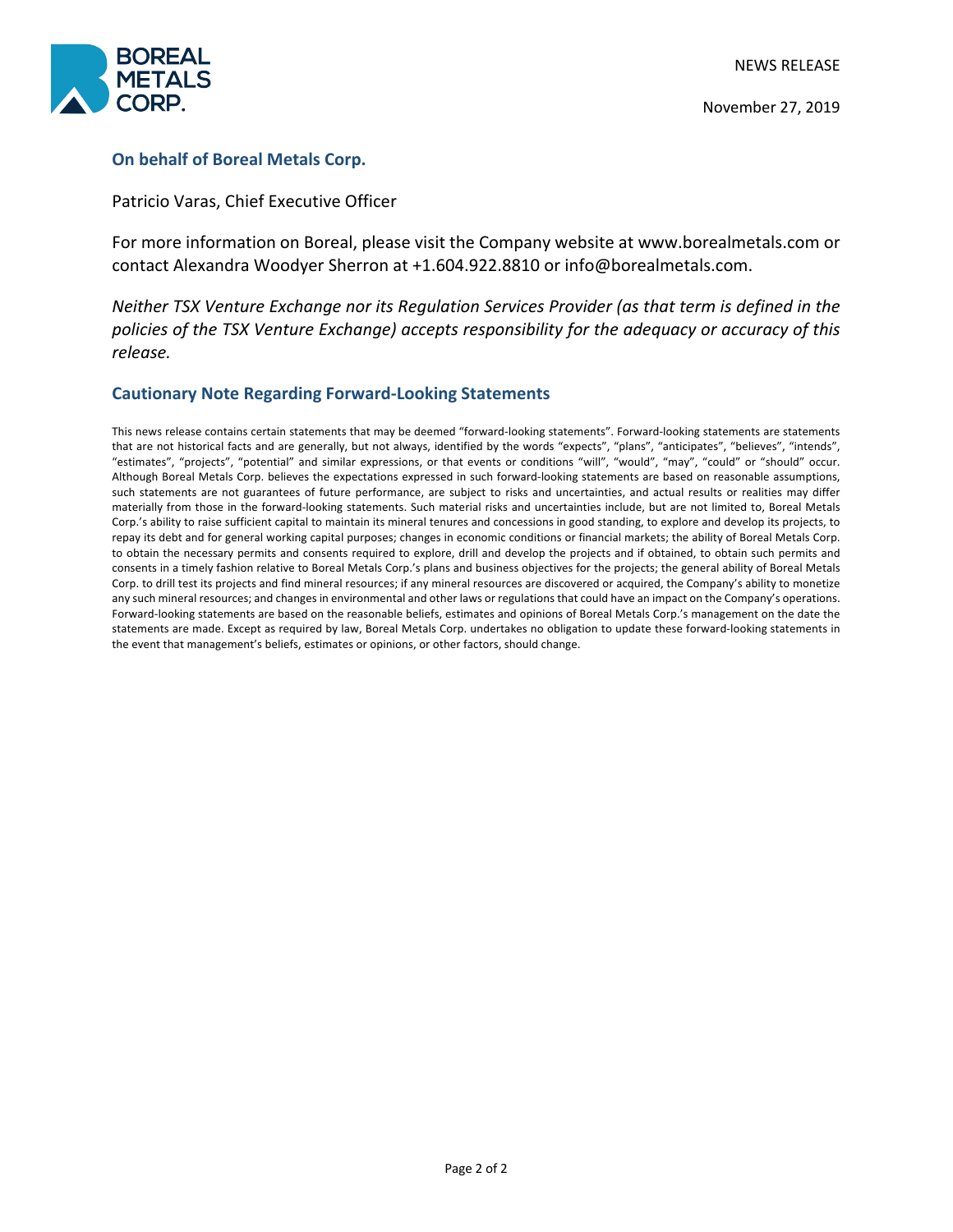NEWS RELEASE

November 27, 2019

## On behalf of Boreal Metals Corp.

Patricio Varas, Chief Executive Officer

For more information on Boreal, please visit the Company website at www.borealmetals.com or contact Alexandra Woodyer Sherron at +1.604.922.8810 or info@borealmetals.com.

*Neither TSX Venture Exchange nor its Regulation Services Provider (as that term is defined in the policies of the TSX Venture Exchange) accepts responsibility for the adequacy or accuracy of this release.*

## Cautionary Note Regarding Forward-Looking Statements

This news release contains certain statements that may be deemed “forward-looking statements”. Forward-looking statements are statements that are not historical facts and are generally, but not always, identified by the words “expects”, “plans”, “anticipates”, “believes”, “intends”, “estimates”, “projects”, “potential” and similar expressions, or that events or conditions “will”, “would”, “may”, “could” or “should” occur. Although Boreal Metals Corp. believes the expectations expressed in such forward-looking statements are based on reasonable assumptions, such statements are not guarantees of future performance, are subject to risks and uncertainties, and actual results or realities may differ materially from those in the forward-looking statements. Such material risks and uncertainties include, but are not limited to, Boreal Metals Corp.’s ability to raise sufficient capital to maintain its mineral tenures and concessions in good standing, to explore and develop its projects, to repay its debt and for general working capital purposes; changes in economic conditions or financial markets; the ability of Boreal Metals Corp. to obtain the necessary permits and consents required to explore, drill and develop the projects and if obtained, to obtain such permits and consents in a timely fashion relative to Boreal Metals Corp.’s plans and business objectives for the projects; the general ability of Boreal Metals Corp. to drill test its projects and find mineral resources; if any mineral resources are discovered or acquired, the Company’s ability to monetize any such mineral resources; and changes in environmental and other laws or regulations that could have an impact on the Company’s operations. Forward-looking statements are based on the reasonable beliefs, estimates and opinions of Boreal Metals Corp.’s management on the date the statements are made. Except as required by law, Boreal Metals Corp. undertakes no obligation to update these forward-looking statements in the event that management’s beliefs, estimates or opinions, or other factors, should change.